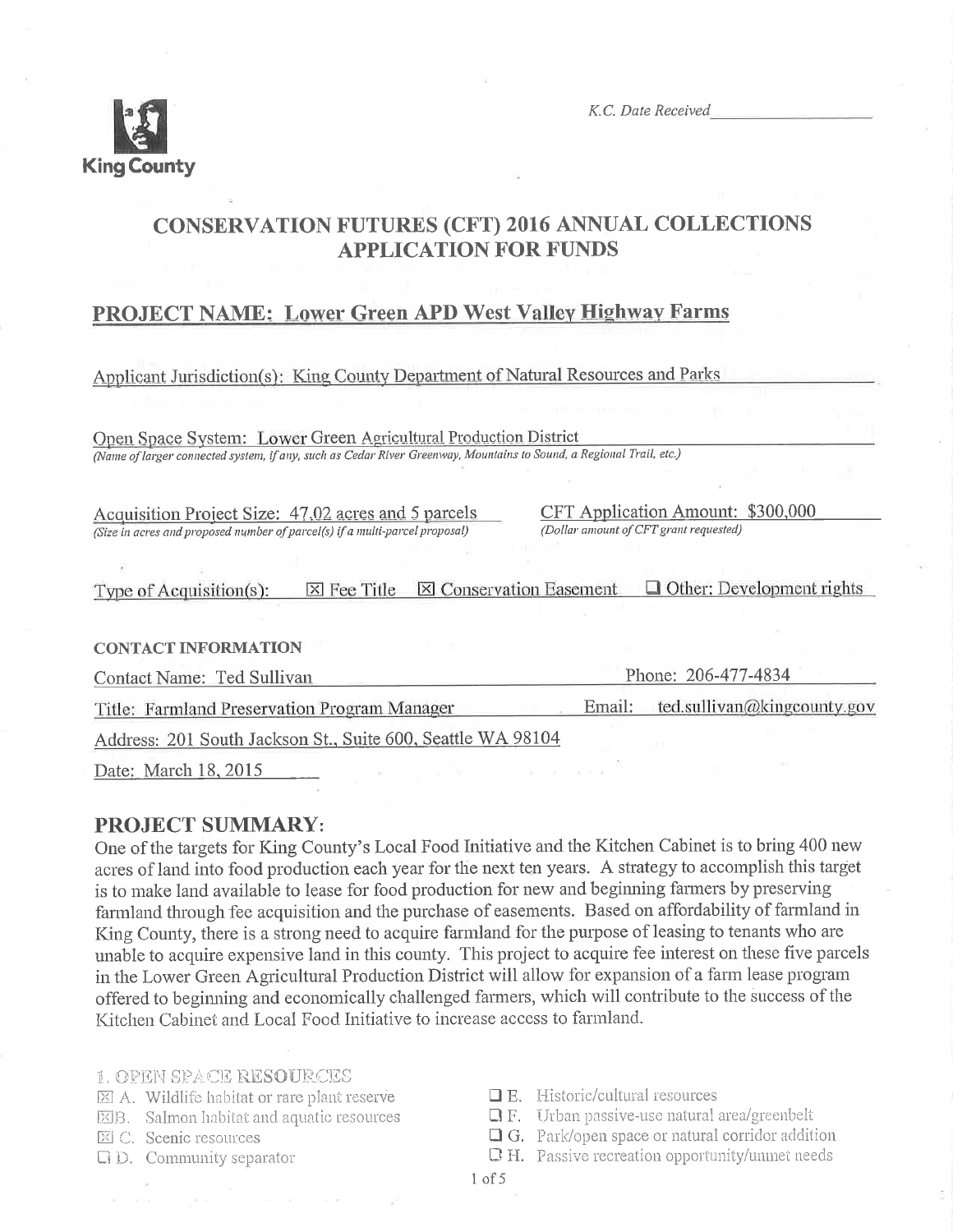King County

*K.C. Date Received* \_\_\_\_\_\_\_\_\_\_\_\_\_\_\_\_\_\_

# CONSERVATION FUTURES (CFT) 2016 ANNUAL COLLECTIONS APPLICATION FOR FUNDS

## PROJECT NAME: Lower Green APD West Valley Highway Farms

Applicant Jurisdiction(s): King County Department of Natural Resources and Parks

Open Space System: Lower Green Agricultural Production District
*(Name of larger connected system, if any, such as Cedar River Greenway, Mountains to Sound, a Regional Trail, etc.)*

Acquisition Project Size: 47.02 acres and 5 parcels
*(Size in acres and proposed number of parcel(s) if a multi-parcel proposal)*

CFT Application Amount: $300,000
*(Dollar amount of CFT grant requested)*

Type of Acquisition(s): ☒ Fee Title ☒ Conservation Easement ☐ Other: Development rights

**CONTACT INFORMATION**

Contact Name: Ted Sullivan

Phone: 206-477-4834

Title: Farmland Preservation Program Manager

Email: ted.sullivan@kingcounty.gov

Address: 201 South Jackson St., Suite 600, Seattle WA 98104

Date: March 18, 2015

## PROJECT SUMMARY:

One of the targets for King County's Local Food Initiative and the Kitchen Cabinet is to bring 400 new acres of land into food production each year for the next ten years. A strategy to accomplish this target is to make land available to lease for food production for new and beginning farmers by preserving farmland through fee acquisition and the purchase of easements. Based on affordability of farmland in King County, there is a strong need to acquire farmland for the purpose of leasing to tenants who are unable to acquire expensive land in this county. This project to acquire fee interest on these five parcels in the Lower Green Agricultural Production District will allow for expansion of a farm lease program offered to beginning and economically challenged farmers, which will contribute to the success of the Kitchen Cabinet and Local Food Initiative to increase access to farmland.

1. OPEN SPACE RESOURCES

- ☒ A. Wildlife habitat or rare plant reserve
- ☒ B. Salmon habitat and aquatic resources
- ☒ C. Scenic resources
- ☐ D. Community separator
- ☐ E. Historic/cultural resources
- ☐ F. Urban passive-use natural area/greenbelt
- ☐ G. Park/open space or natural corridor addition
- ☐ H. Passive recreation opportunity/unmet needs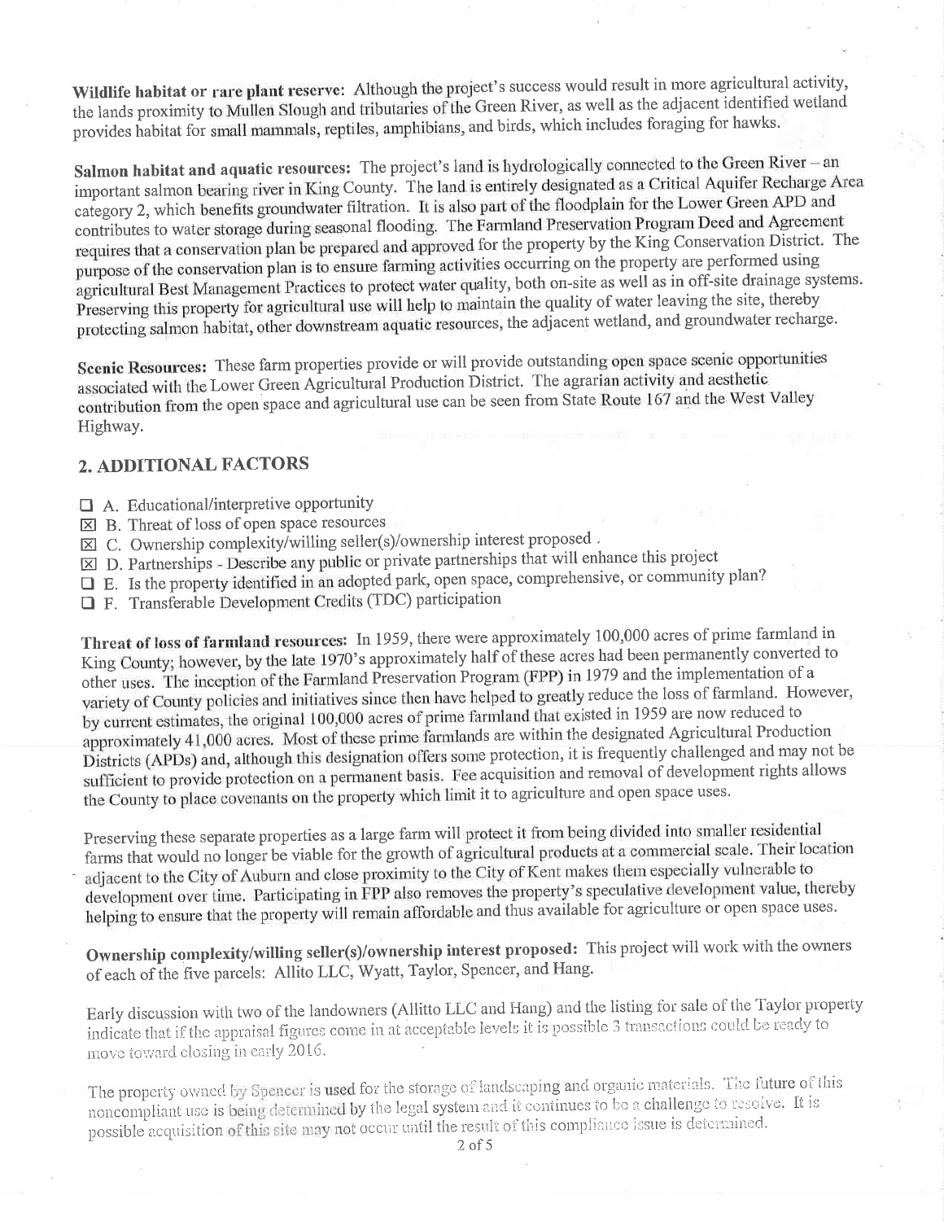**Wildlife habitat or rare plant reserve:** Although the project's success would result in more agricultural activity, the lands proximity to Mullen Slough and tributaries of the Green River, as well as the adjacent identified wetland provides habitat for small mammals, reptiles, amphibians, and birds, which includes foraging for hawks.

**Salmon habitat and aquatic resources:** The project's land is hydrologically connected to the Green River – an important salmon bearing river in King County. The land is entirely designated as a Critical Aquifer Recharge Area category 2, which benefits groundwater filtration. It is also part of the floodplain for the Lower Green APD and contributes to water storage during seasonal flooding. The Farmland Preservation Program Deed and Agreement requires that a conservation plan be prepared and approved for the property by the King Conservation District. The purpose of the conservation plan is to ensure farming activities occurring on the property are performed using agricultural Best Management Practices to protect water quality, both on-site as well as in off-site drainage systems. Preserving this property for agricultural use will help to maintain the quality of water leaving the site, thereby protecting salmon habitat, other downstream aquatic resources, the adjacent wetland, and groundwater recharge.

**Scenic Resources:** These farm properties provide or will provide outstanding open space scenic opportunities associated with the Lower Green Agricultural Production District. The agrarian activity and aesthetic contribution from the open space and agricultural use can be seen from State Route 167 and the West Valley Highway.

## 2. ADDITIONAL FACTORS

- ☐ A. Educational/interpretive opportunity
- ☒ B. Threat of loss of open space resources
- ☒ C. Ownership complexity/willing seller(s)/ownership interest proposed .
- ☒ D. Partnerships - Describe any public or private partnerships that will enhance this project
- ☐ E. Is the property identified in an adopted park, open space, comprehensive, or community plan?
- ☐ F. Transferable Development Credits (TDC) participation

**Threat of loss of farmland resources:** In 1959, there were approximately 100,000 acres of prime farmland in King County; however, by the late 1970's approximately half of these acres had been permanently converted to other uses. The inception of the Farmland Preservation Program (FPP) in 1979 and the implementation of a variety of County policies and initiatives since then have helped to greatly reduce the loss of farmland. However, by current estimates, the original 100,000 acres of prime farmland that existed in 1959 are now reduced to approximately 41,000 acres. Most of these prime farmlands are within the designated Agricultural Production Districts (APDs) and, although this designation offers some protection, it is frequently challenged and may not be sufficient to provide protection on a permanent basis. Fee acquisition and removal of development rights allows the County to place covenants on the property which limit it to agriculture and open space uses.

Preserving these separate properties as a large farm will protect it from being divided into smaller residential farms that would no longer be viable for the growth of agricultural products at a commercial scale. Their location adjacent to the City of Auburn and close proximity to the City of Kent makes them especially vulnerable to development over time. Participating in FPP also removes the property's speculative development value, thereby helping to ensure that the property will remain affordable and thus available for agriculture or open space uses.

**Ownership complexity/willing seller(s)/ownership interest proposed:** This project will work with the owners of each of the five parcels: Allito LLC, Wyatt, Taylor, Spencer, and Hang.

Early discussion with two of the landowners (Allitto LLC and Hang) and the listing for sale of the Taylor property indicate that if the appraisal figures come in at acceptable levels it is possible 3 transactions could be ready to move toward closing in early 2016.

The property owned by Spencer is used for the storage of landscaping and organic materials. The future of this noncompliant use is being determined by the legal system and it continues to be a challenge to resolve. It is possible acquisition of this site may not occur until the result of this compliance issue is determined.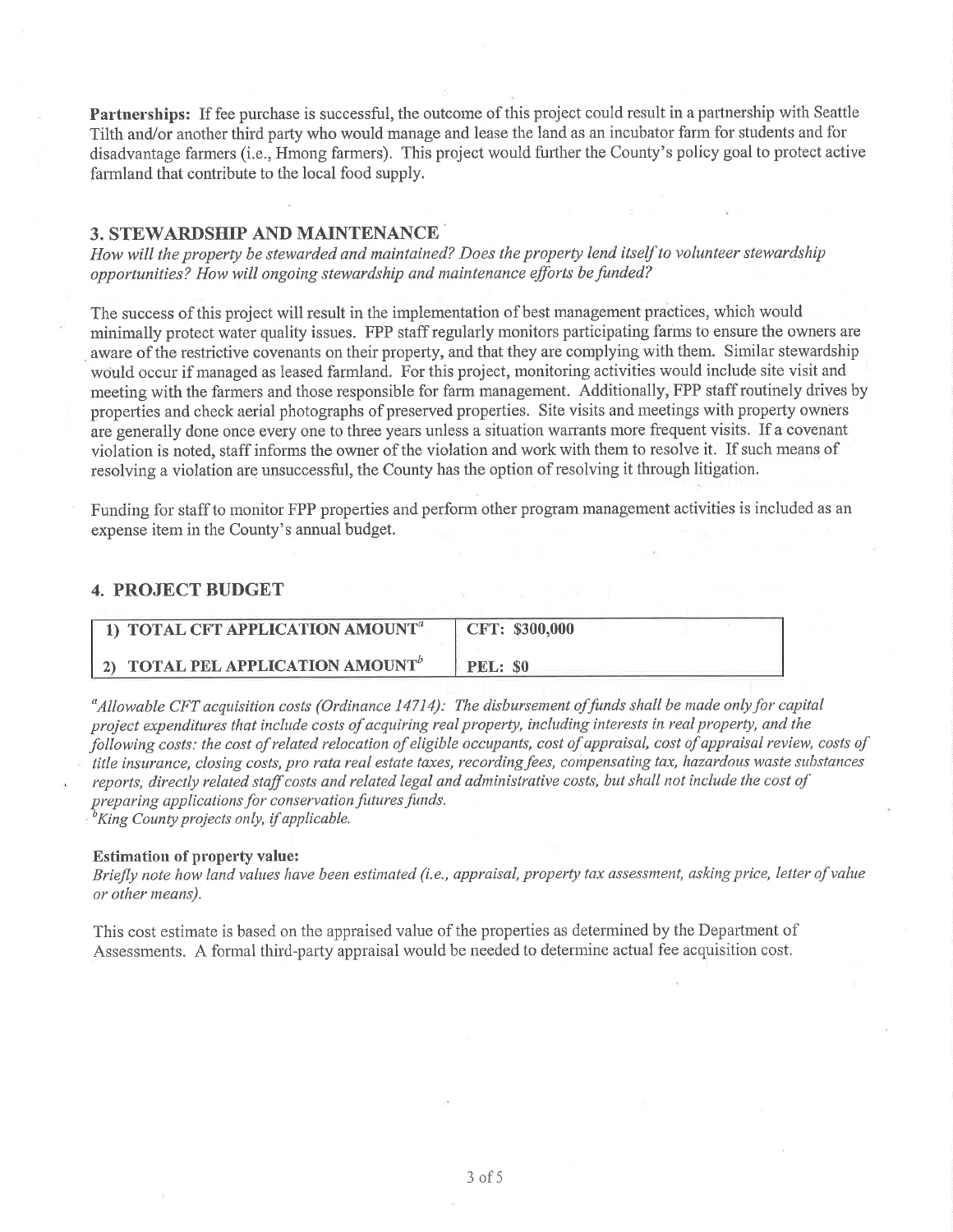**Partnerships:** If fee purchase is successful, the outcome of this project could result in a partnership with Seattle Tilth and/or another third party who would manage and lease the land as an incubator farm for students and for disadvantage farmers (i.e., Hmong farmers). This project would further the County's policy goal to protect active farmland that contribute to the local food supply.

## 3. STEWARDSHIP AND MAINTENANCE

*How will the property be stewarded and maintained? Does the property lend itself to volunteer stewardship opportunities? How will ongoing stewardship and maintenance efforts be funded?*

The success of this project will result in the implementation of best management practices, which would minimally protect water quality issues. FPP staff regularly monitors participating farms to ensure the owners are aware of the restrictive covenants on their property, and that they are complying with them. Similar stewardship would occur if managed as leased farmland. For this project, monitoring activities would include site visit and meeting with the farmers and those responsible for farm management. Additionally, FPP staff routinely drives by properties and check aerial photographs of preserved properties. Site visits and meetings with property owners are generally done once every one to three years unless a situation warrants more frequent visits. If a covenant violation is noted, staff informs the owner of the violation and work with them to resolve it. If such means of resolving a violation are unsuccessful, the County has the option of resolving it through litigation.

Funding for staff to monitor FPP properties and perform other program management activities is included as an expense item in the County's annual budget.

## 4. PROJECT BUDGET

| | |
|---|---|
| **1) TOTAL CFT APPLICATION AMOUNT[a]** | **CFT: $300,000** |
| **2) TOTAL PEL APPLICATION AMOUNT[b]** | **PEL: $0** |

*[a]Allowable CFT acquisition costs (Ordinance 14714): The disbursement of funds shall be made only for capital project expenditures that include costs of acquiring real property, including interests in real property, and the following costs: the cost of related relocation of eligible occupants, cost of appraisal, cost of appraisal review, costs of title insurance, closing costs, pro rata real estate taxes, recording fees, compensating tax, hazardous waste substances reports, directly related staff costs and related legal and administrative costs, but shall not include the cost of preparing applications for conservation futures funds.*
*[b]King County projects only, if applicable.*

**Estimation of property value:**

*Briefly note how land values have been estimated (i.e., appraisal, property tax assessment, asking price, letter of value or other means).*

This cost estimate is based on the appraised value of the properties as determined by the Department of Assessments. A formal third-party appraisal would be needed to determine actual fee acquisition cost.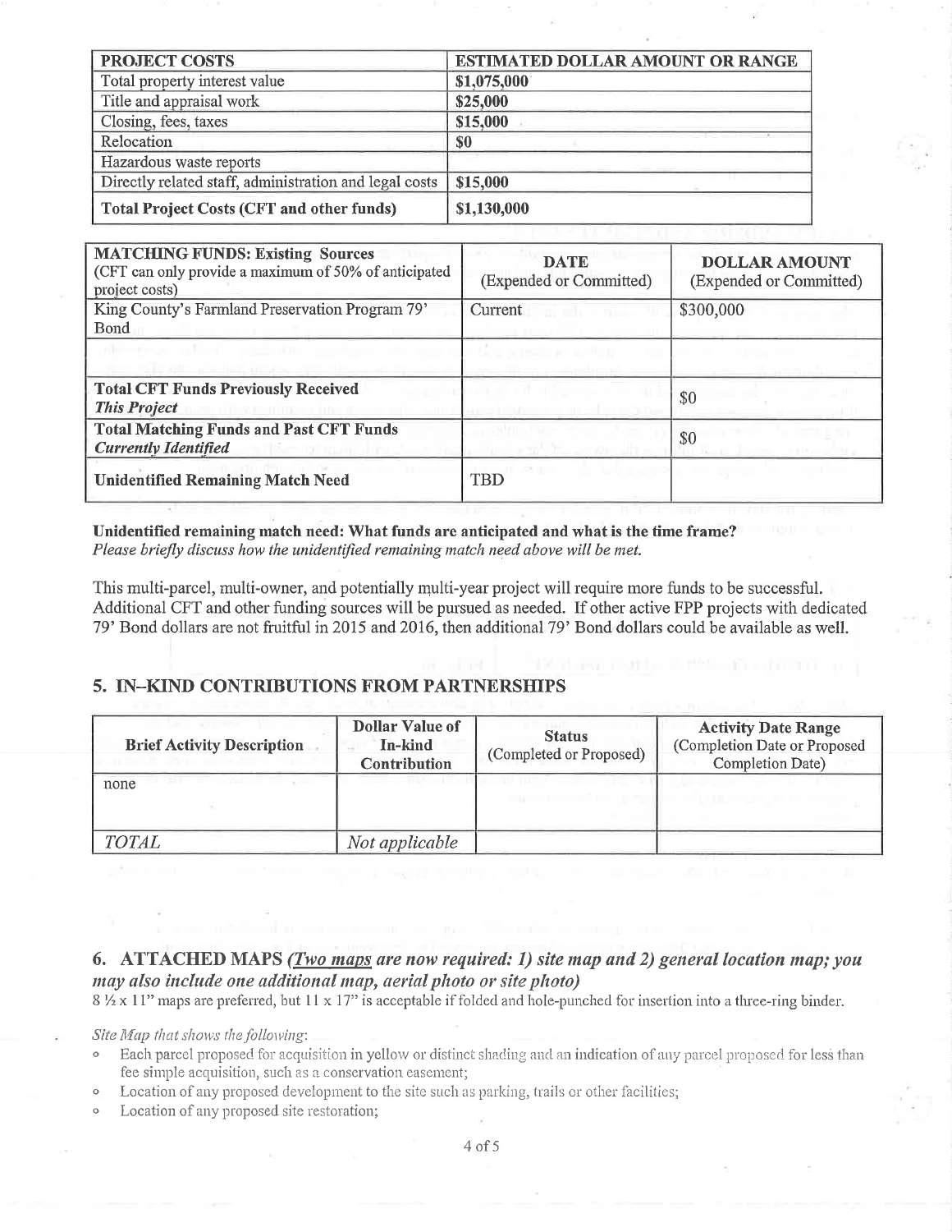| PROJECT COSTS | ESTIMATED DOLLAR AMOUNT OR RANGE |
|---|---|
| Total property interest value | $1,075,000 |
| Title and appraisal work | $25,000 |
| Closing, fees, taxes | $15,000 |
| Relocation | $0 |
| Hazardous waste reports | |
| Directly related staff, administration and legal costs | $15,000 |
| **Total Project Costs (CFT and other funds)** | **$1,130,000** |

| **MATCHING FUNDS: Existing Sources** (CFT can only provide a maximum of 50% of anticipated project costs) | DATE (Expended or Committed) | DOLLAR AMOUNT (Expended or Committed) |
|---|---|---|
| King County's Farmland Preservation Program 79' Bond | Current | $300,000 |
| | | |
| **Total CFT Funds Previously Received *This Project*** | | $0 |
| **Total Matching Funds and Past CFT Funds *Currently Identified*** | | $0 |
| **Unidentified Remaining Match Need** | TBD | |

**Unidentified remaining match need: What funds are anticipated and what is the time frame?**
*Please briefly discuss how the unidentified remaining match need above will be met.*

This multi-parcel, multi-owner, and potentially multi-year project will require more funds to be successful. Additional CFT and other funding sources will be pursued as needed. If other active FPP projects with dedicated 79' Bond dollars are not fruitful in 2015 and 2016, then additional 79' Bond dollars could be available as well.

## 5. IN–KIND CONTRIBUTIONS FROM PARTNERSHIPS

| Brief Activity Description | Dollar Value of In-kind Contribution | Status (Completed or Proposed) | Activity Date Range (Completion Date or Proposed Completion Date) |
|---|---|---|---|
| none | | | |
| *TOTAL* | *Not applicable* | | |

## 6. ATTACHED MAPS *(Two maps are now required: 1) site map and 2) general location map; you may also include one additional map, aerial photo or site photo)*

8 ½ x 11" maps are preferred, but 11 x 17" is acceptable if folded and hole-punched for insertion into a three-ring binder.

*Site Map that shows the following:*

- Each parcel proposed for acquisition in yellow or distinct shading and an indication of any parcel proposed for less than fee simple acquisition, such as a conservation easement;
- Location of any proposed development to the site such as parking, trails or other facilities;
- Location of any proposed site restoration;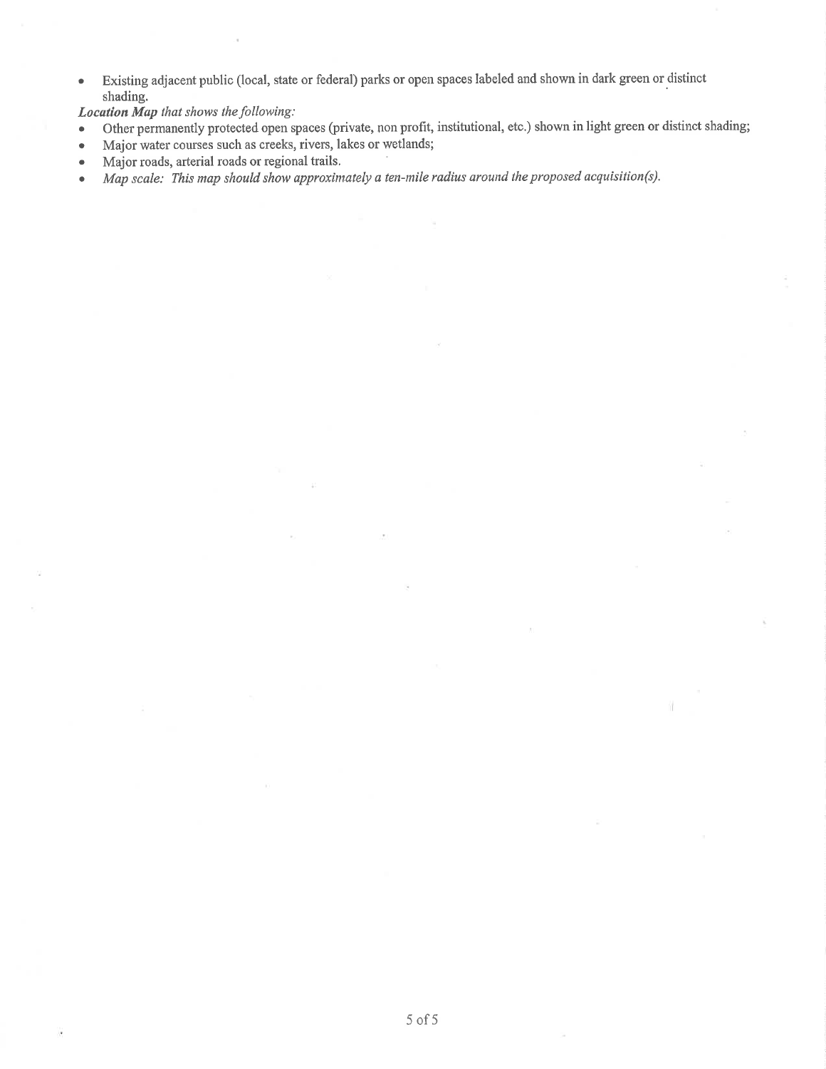- Existing adjacent public (local, state or federal) parks or open spaces labeled and shown in dark green or distinct shading.

***Location Map*** *that shows the following:*

- Other permanently protected open spaces (private, non profit, institutional, etc.) shown in light green or distinct shading;
- Major water courses such as creeks, rivers, lakes or wetlands;
- Major roads, arterial roads or regional trails.
- *Map scale: This map should show approximately a ten-mile radius around the proposed acquisition(s).*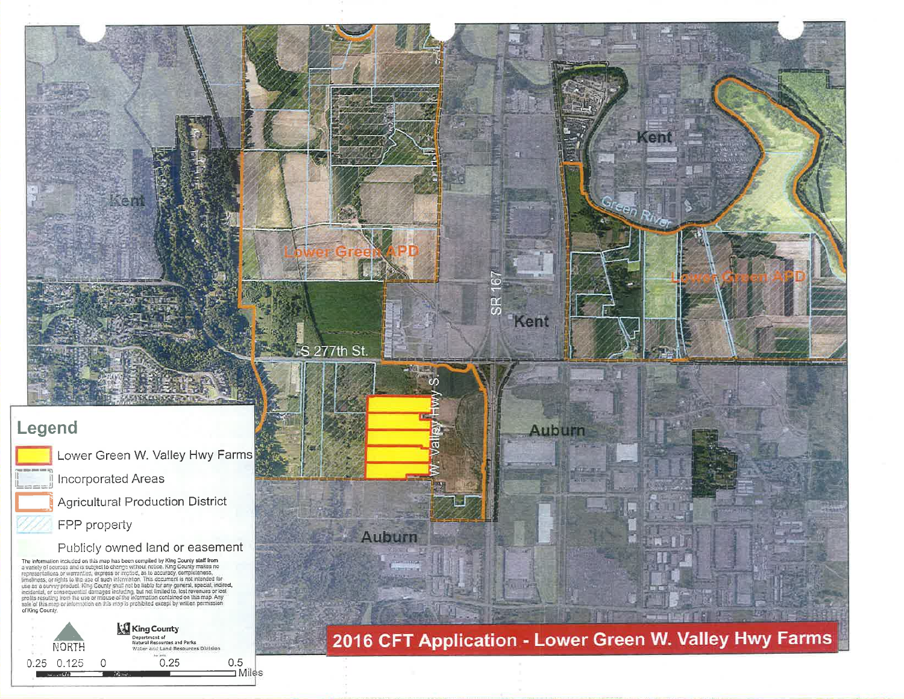# 2016 CFT Application - Lower Green W. Valley Hwy Farms

Kent

Lower Green APD

S 277th St.

W. Valley Hwy S

SR 167

Kent

Kent

Green River

Lower Green APD

Auburn

Auburn

## Legend

- Lower Green W. Valley Hwy Farms
- Incorporated Areas
- Agricultural Production District
- FPP property
- Publicly owned land or easement

The information included on this map has been compiled by King County staff from a variety of sources and is subject to change without notice. King County makes no representations or warranties, express or implied, as to accuracy, completeness, timeliness, or rights to the use of such information. This document is not intended for use as a survey product. King County shall not be liable for any general, special, indirect, incidental, or consequential damages including, but not limited to, lost revenues or lost profits resulting from the use or misuse of the information contained on this map. Any sale of this map or information on this map is prohibited except by written permission of King County.

NORTH

King County
Department of Natural Resources and Parks
Water and Land Resources Division

0.25 0.125 0 0.25 0.5 Miles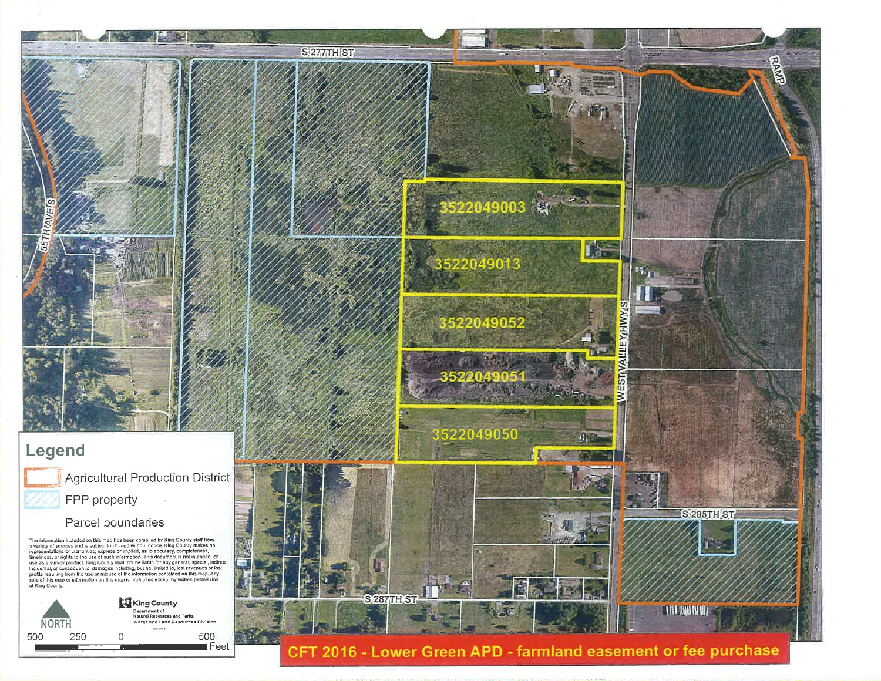S 277TH ST

RAMP

55TH AVE S

3522049003

3522049013

3522049052

3522049051

3522049050

WEST VALLEY HWY S

S 285TH ST

S 287TH ST

## Legend

Agricultural Production District

FPP property

Parcel boundaries

The information included on this map has been compiled by King County staff from a variety of sources and is subject to change without notice. King County makes no representations or warranties, express or implied, as to accuracy, completeness, timeliness, or rights to the use of such information. This document is not intended for use as a survey product. King County shall not be liable for any general, special, indirect, incidental, or consequential damages including, but not limited to, lost revenues or lost profits resulting from the use or misuse of the information contained on this map. Any sale of this map or information on this map is prohibited except by written permission of King County.

NORTH

500 250 0 500 Feet

King County
Department of Natural Resources and Parks
Water and Land Resources Division

**CFT 2016 - Lower Green APD - farmland easement or fee purchase**